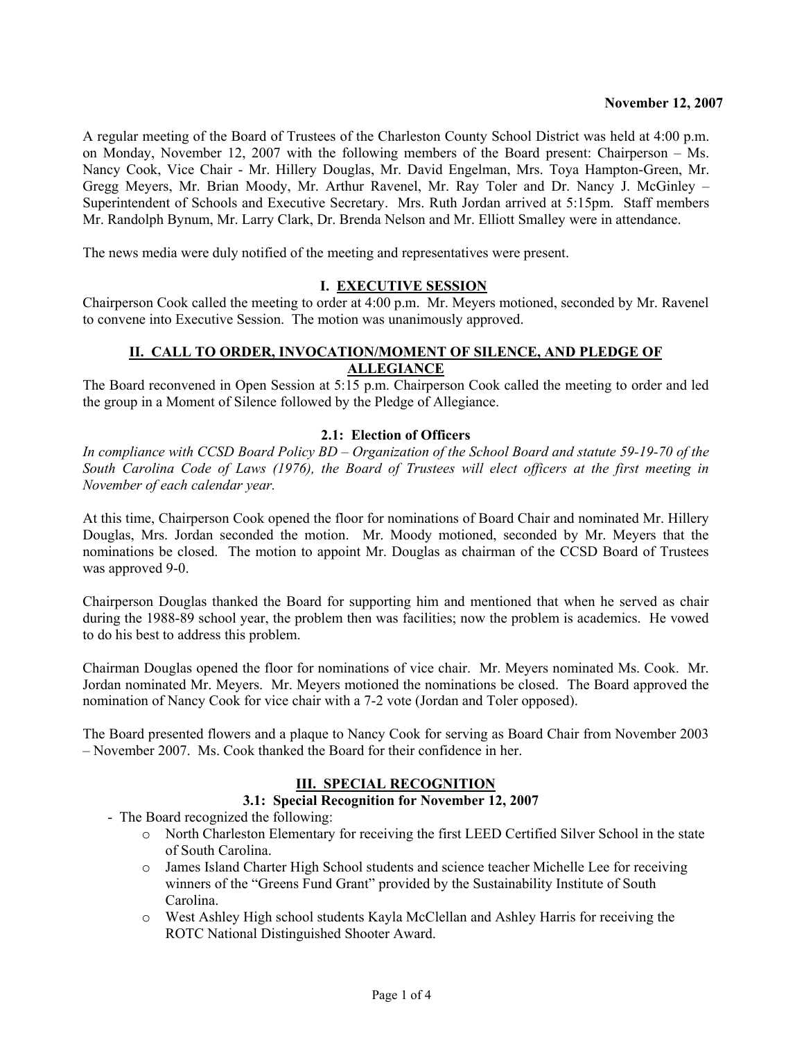**November 12, 2007**

A regular meeting of the Board of Trustees of the Charleston County School District was held at 4:00 p.m. on Monday, November 12, 2007 with the following members of the Board present: Chairperson – Ms. Nancy Cook, Vice Chair - Mr. Hillery Douglas, Mr. David Engelman, Mrs. Toya Hampton-Green, Mr. Gregg Meyers, Mr. Brian Moody, Mr. Arthur Ravenel, Mr. Ray Toler and Dr. Nancy J. McGinley – Superintendent of Schools and Executive Secretary. Mrs. Ruth Jordan arrived at 5:15pm. Staff members Mr. Randolph Bynum, Mr. Larry Clark, Dr. Brenda Nelson and Mr. Elliott Smalley were in attendance.

The news media were duly notified of the meeting and representatives were present.

## I. EXECUTIVE SESSION

Chairperson Cook called the meeting to order at 4:00 p.m. Mr. Meyers motioned, seconded by Mr. Ravenel to convene into Executive Session. The motion was unanimously approved.

## II. CALL TO ORDER, INVOCATION/MOMENT OF SILENCE, AND PLEDGE OF ALLEGIANCE

The Board reconvened in Open Session at 5:15 p.m. Chairperson Cook called the meeting to order and led the group in a Moment of Silence followed by the Pledge of Allegiance.

### 2.1: Election of Officers

*In compliance with CCSD Board Policy BD – Organization of the School Board and statute 59-19-70 of the South Carolina Code of Laws (1976), the Board of Trustees will elect officers at the first meeting in November of each calendar year.*

At this time, Chairperson Cook opened the floor for nominations of Board Chair and nominated Mr. Hillery Douglas, Mrs. Jordan seconded the motion. Mr. Moody motioned, seconded by Mr. Meyers that the nominations be closed. The motion to appoint Mr. Douglas as chairman of the CCSD Board of Trustees was approved 9-0.

Chairperson Douglas thanked the Board for supporting him and mentioned that when he served as chair during the 1988-89 school year, the problem then was facilities; now the problem is academics. He vowed to do his best to address this problem.

Chairman Douglas opened the floor for nominations of vice chair. Mr. Meyers nominated Ms. Cook. Mr. Jordan nominated Mr. Meyers. Mr. Meyers motioned the nominations be closed. The Board approved the nomination of Nancy Cook for vice chair with a 7-2 vote (Jordan and Toler opposed).

The Board presented flowers and a plaque to Nancy Cook for serving as Board Chair from November 2003 – November 2007. Ms. Cook thanked the Board for their confidence in her.

## III. SPECIAL RECOGNITION

### 3.1: Special Recognition for November 12, 2007

- The Board recognized the following:
  - North Charleston Elementary for receiving the first LEED Certified Silver School in the state of South Carolina.
  - James Island Charter High School students and science teacher Michelle Lee for receiving winners of the "Greens Fund Grant" provided by the Sustainability Institute of South Carolina.
  - West Ashley High school students Kayla McClellan and Ashley Harris for receiving the ROTC National Distinguished Shooter Award.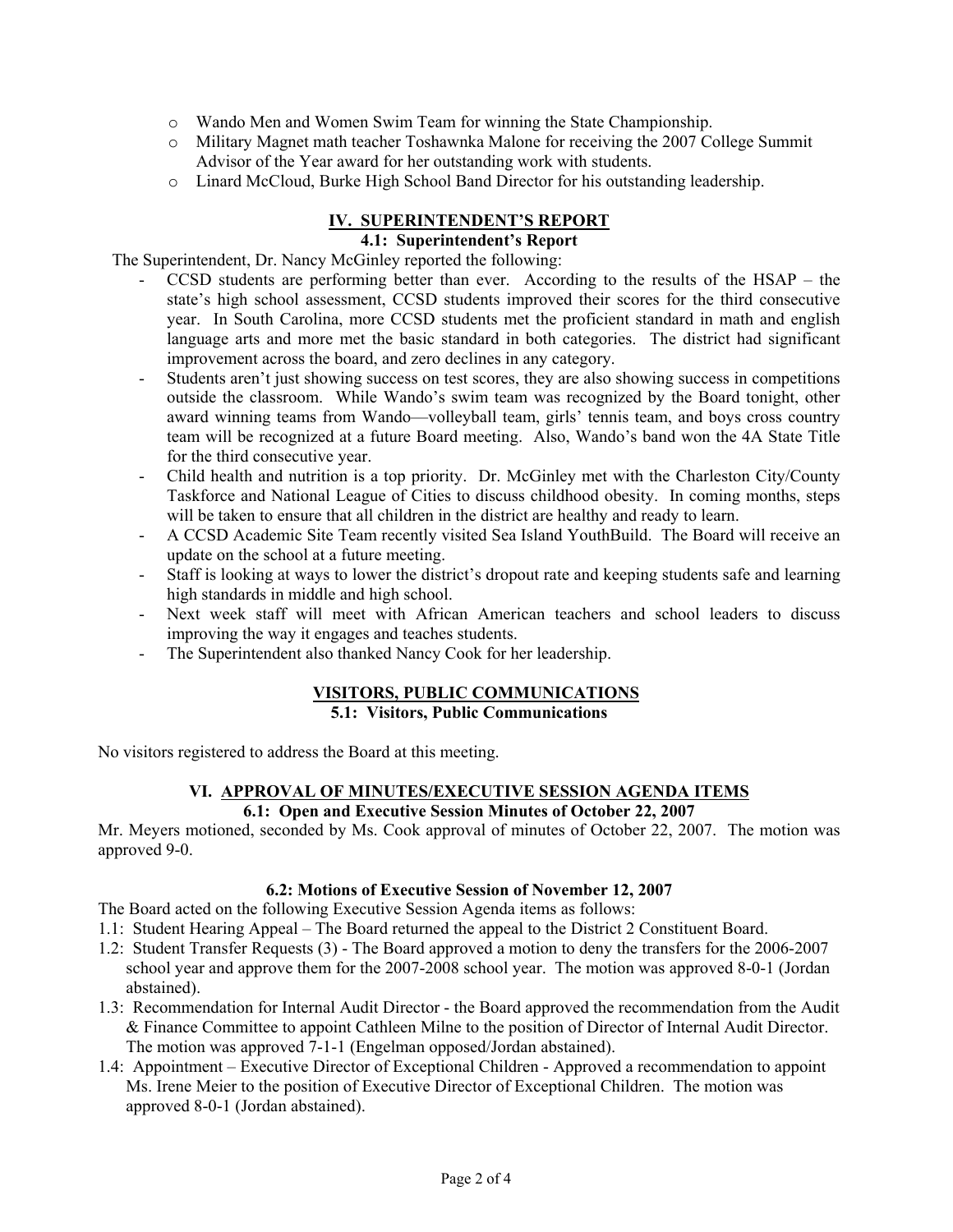- Wando Men and Women Swim Team for winning the State Championship.
- Military Magnet math teacher Toshawnka Malone for receiving the 2007 College Summit Advisor of the Year award for her outstanding work with students.
- Linard McCloud, Burke High School Band Director for his outstanding leadership.

## IV. SUPERINTENDENT'S REPORT

### 4.1: Superintendent's Report

The Superintendent, Dr. Nancy McGinley reported the following:

- CCSD students are performing better than ever. According to the results of the HSAP – the state's high school assessment, CCSD students improved their scores for the third consecutive year. In South Carolina, more CCSD students met the proficient standard in math and english language arts and more met the basic standard in both categories. The district had significant improvement across the board, and zero declines in any category.
- Students aren't just showing success on test scores, they are also showing success in competitions outside the classroom. While Wando's swim team was recognized by the Board tonight, other award winning teams from Wando—volleyball team, girls' tennis team, and boys cross country team will be recognized at a future Board meeting. Also, Wando's band won the 4A State Title for the third consecutive year.
- Child health and nutrition is a top priority. Dr. McGinley met with the Charleston City/County Taskforce and National League of Cities to discuss childhood obesity. In coming months, steps will be taken to ensure that all children in the district are healthy and ready to learn.
- A CCSD Academic Site Team recently visited Sea Island YouthBuild. The Board will receive an update on the school at a future meeting.
- Staff is looking at ways to lower the district's dropout rate and keeping students safe and learning high standards in middle and high school.
- Next week staff will meet with African American teachers and school leaders to discuss improving the way it engages and teaches students.
- The Superintendent also thanked Nancy Cook for her leadership.

## VISITORS, PUBLIC COMMUNICATIONS

### 5.1: Visitors, Public Communications

No visitors registered to address the Board at this meeting.

## VI. APPROVAL OF MINUTES/EXECUTIVE SESSION AGENDA ITEMS

### 6.1: Open and Executive Session Minutes of October 22, 2007

Mr. Meyers motioned, seconded by Ms. Cook approval of minutes of October 22, 2007. The motion was approved 9-0.

### 6.2: Motions of Executive Session of November 12, 2007

The Board acted on the following Executive Session Agenda items as follows:

1.1: Student Hearing Appeal – The Board returned the appeal to the District 2 Constituent Board.

1.2: Student Transfer Requests (3) - The Board approved a motion to deny the transfers for the 2006-2007 school year and approve them for the 2007-2008 school year. The motion was approved 8-0-1 (Jordan abstained).

1.3: Recommendation for Internal Audit Director - the Board approved the recommendation from the Audit & Finance Committee to appoint Cathleen Milne to the position of Director of Internal Audit Director. The motion was approved 7-1-1 (Engelman opposed/Jordan abstained).

1.4: Appointment – Executive Director of Exceptional Children - Approved a recommendation to appoint Ms. Irene Meier to the position of Executive Director of Exceptional Children. The motion was approved 8-0-1 (Jordan abstained).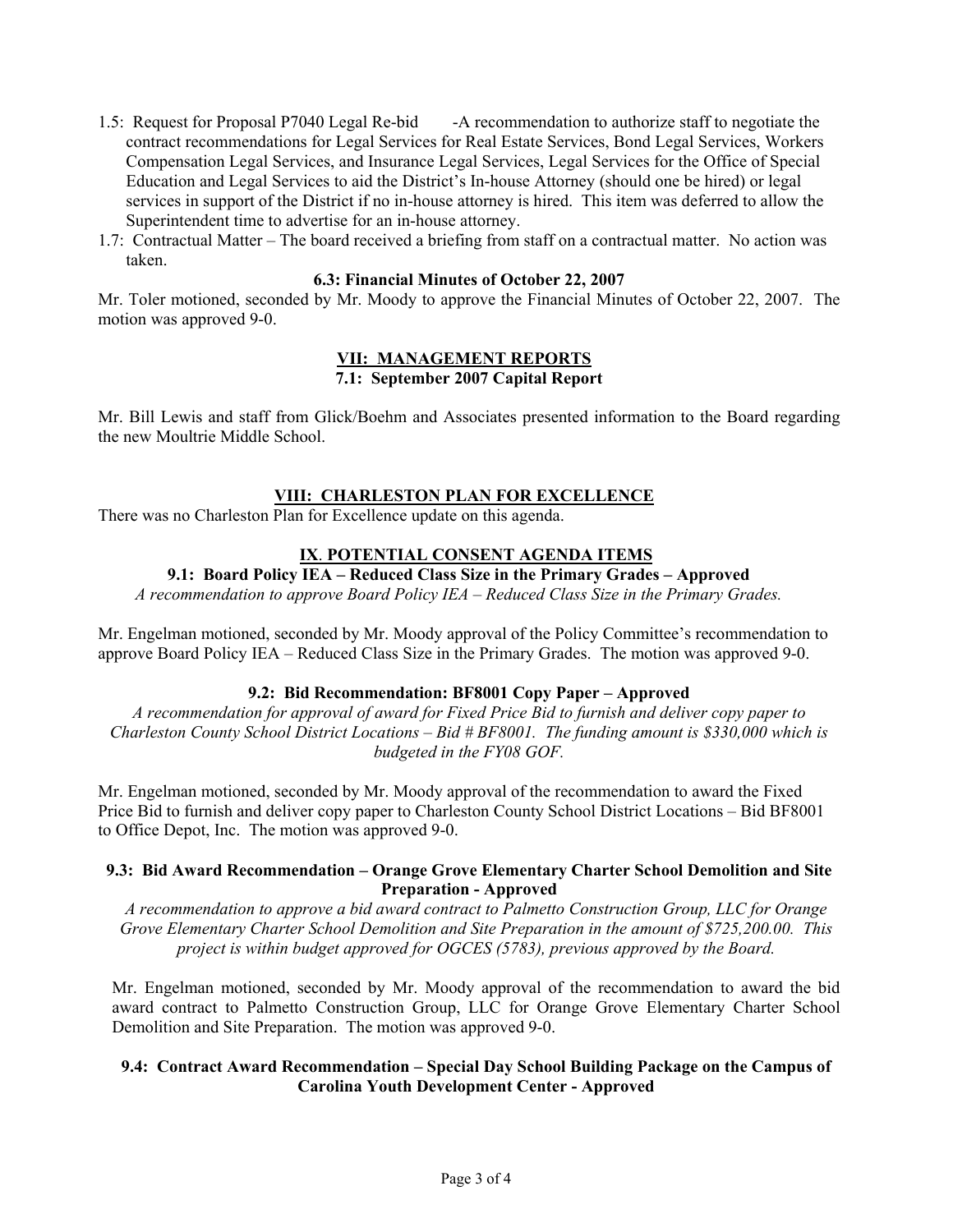- 1.5: Request for Proposal P7040 Legal Re-bid -A recommendation to authorize staff to negotiate the contract recommendations for Legal Services for Real Estate Services, Bond Legal Services, Workers Compensation Legal Services, and Insurance Legal Services, Legal Services for the Office of Special Education and Legal Services to aid the District's In-house Attorney (should one be hired) or legal services in support of the District if no in-house attorney is hired. This item was deferred to allow the Superintendent time to advertise for an in-house attorney.
- 1.7: Contractual Matter – The board received a briefing from staff on a contractual matter. No action was taken.

**6.3: Financial Minutes of October 22, 2007**

Mr. Toler motioned, seconded by Mr. Moody to approve the Financial Minutes of October 22, 2007. The motion was approved 9-0.

## VII: MANAGEMENT REPORTS

### 7.1: September 2007 Capital Report

Mr. Bill Lewis and staff from Glick/Boehm and Associates presented information to the Board regarding the new Moultrie Middle School.

## VIII: CHARLESTON PLAN FOR EXCELLENCE

There was no Charleston Plan for Excellence update on this agenda.

## IX. POTENTIAL CONSENT AGENDA ITEMS

### 9.1: Board Policy IEA – Reduced Class Size in the Primary Grades – Approved

*A recommendation to approve Board Policy IEA – Reduced Class Size in the Primary Grades.*

Mr. Engelman motioned, seconded by Mr. Moody approval of the Policy Committee's recommendation to approve Board Policy IEA – Reduced Class Size in the Primary Grades. The motion was approved 9-0.

### 9.2: Bid Recommendation: BF8001 Copy Paper – Approved

*A recommendation for approval of award for Fixed Price Bid to furnish and deliver copy paper to Charleston County School District Locations – Bid # BF8001. The funding amount is $330,000 which is budgeted in the FY08 GOF.*

Mr. Engelman motioned, seconded by Mr. Moody approval of the recommendation to award the Fixed Price Bid to furnish and deliver copy paper to Charleston County School District Locations – Bid BF8001 to Office Depot, Inc. The motion was approved 9-0.

### 9.3: Bid Award Recommendation – Orange Grove Elementary Charter School Demolition and Site Preparation - Approved

*A recommendation to approve a bid award contract to Palmetto Construction Group, LLC for Orange Grove Elementary Charter School Demolition and Site Preparation in the amount of $725,200.00. This project is within budget approved for OGCES (5783), previous approved by the Board.*

Mr. Engelman motioned, seconded by Mr. Moody approval of the recommendation to award the bid award contract to Palmetto Construction Group, LLC for Orange Grove Elementary Charter School Demolition and Site Preparation. The motion was approved 9-0.

### 9.4: Contract Award Recommendation – Special Day School Building Package on the Campus of Carolina Youth Development Center - Approved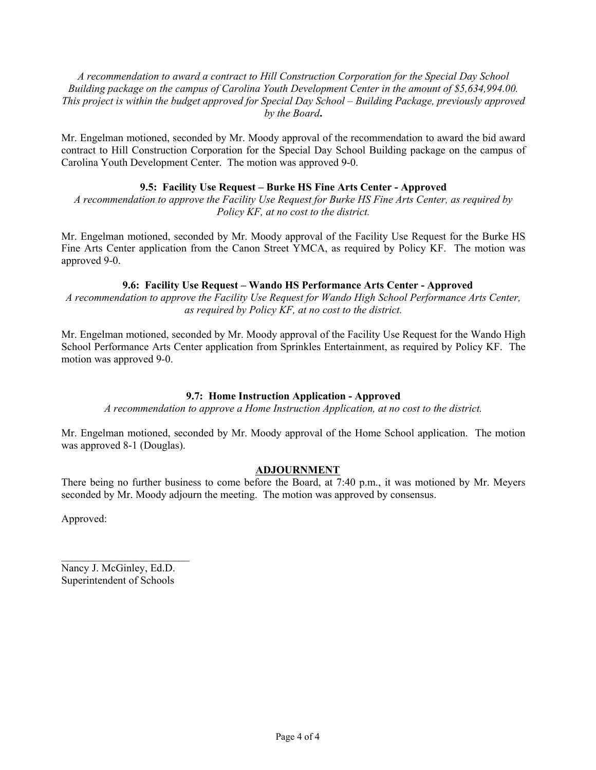*A recommendation to award a contract to Hill Construction Corporation for the Special Day School Building package on the campus of Carolina Youth Development Center in the amount of $5,634,994.00. This project is within the budget approved for Special Day School – Building Package, previously approved by the Board.*

Mr. Engelman motioned, seconded by Mr. Moody approval of the recommendation to award the bid award contract to Hill Construction Corporation for the Special Day School Building package on the campus of Carolina Youth Development Center. The motion was approved 9-0.

**9.5: Facility Use Request – Burke HS Fine Arts Center - Approved**

*A recommendation to approve the Facility Use Request for Burke HS Fine Arts Center, as required by Policy KF, at no cost to the district.*

Mr. Engelman motioned, seconded by Mr. Moody approval of the Facility Use Request for the Burke HS Fine Arts Center application from the Canon Street YMCA, as required by Policy KF. The motion was approved 9-0.

**9.6: Facility Use Request – Wando HS Performance Arts Center - Approved**

*A recommendation to approve the Facility Use Request for Wando High School Performance Arts Center, as required by Policy KF, at no cost to the district.*

Mr. Engelman motioned, seconded by Mr. Moody approval of the Facility Use Request for the Wando High School Performance Arts Center application from Sprinkles Entertainment, as required by Policy KF. The motion was approved 9-0.

**9.7: Home Instruction Application - Approved**

*A recommendation to approve a Home Instruction Application, at no cost to the district.*

Mr. Engelman motioned, seconded by Mr. Moody approval of the Home School application. The motion was approved 8-1 (Douglas).

**ADJOURNMENT**

There being no further business to come before the Board, at 7:40 p.m., it was motioned by Mr. Meyers seconded by Mr. Moody adjourn the meeting. The motion was approved by consensus.

Approved:

\_\_\_\_\_\_\_\_\_\_\_\_\_\_\_\_\_\_\_\_\_\_\_\_\_\_

Nancy J. McGinley, Ed.D.
Superintendent of Schools